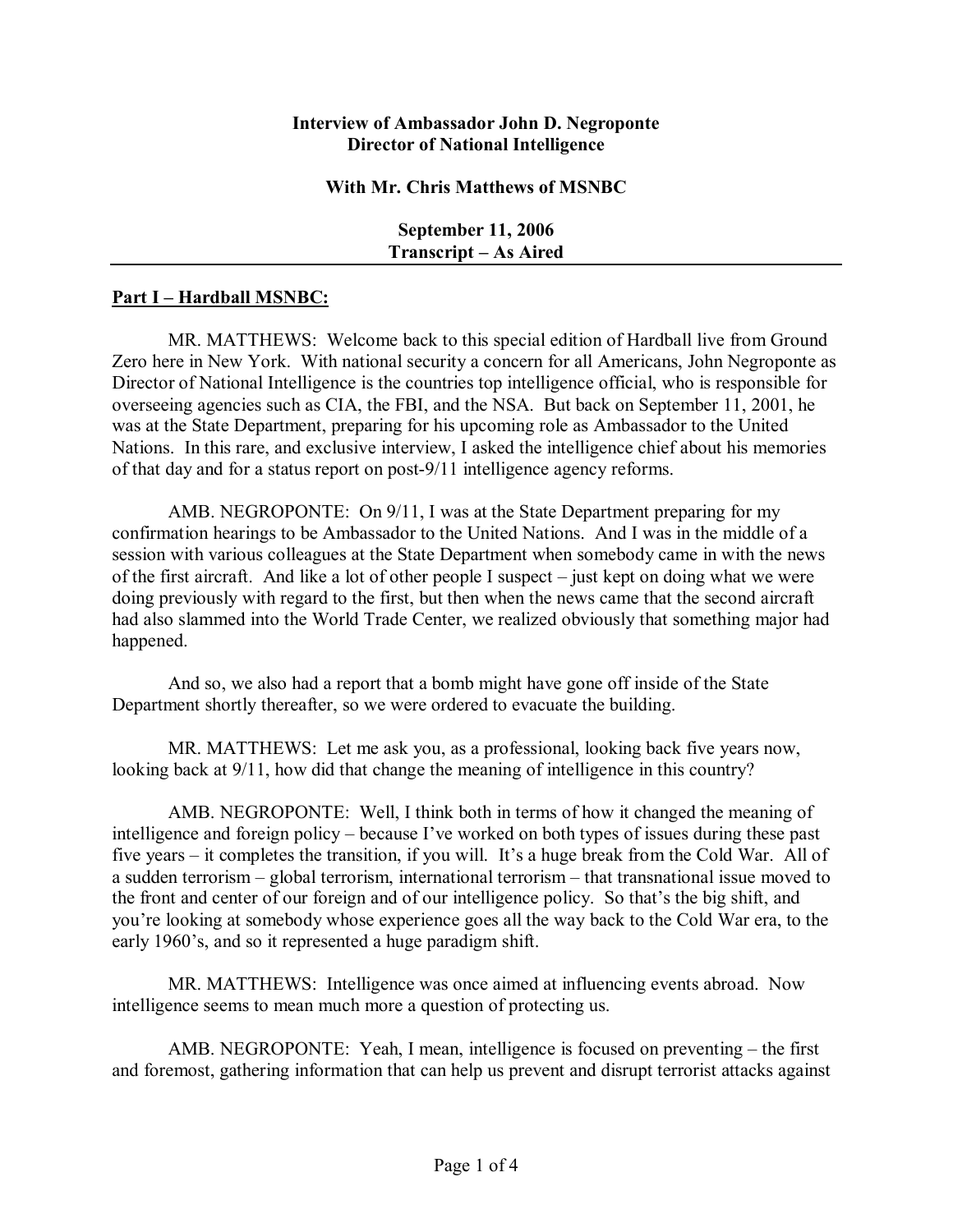**Interview of Ambassador John D. Negroponte**
**Director of National Intelligence**

**With Mr. Chris Matthews of MSNBC**

**September 11, 2006**
**Transcript – As Aired**

---

## Part I – Hardball MSNBC:

MR. MATTHEWS: Welcome back to this special edition of Hardball live from Ground Zero here in New York. With national security a concern for all Americans, John Negroponte as Director of National Intelligence is the countries top intelligence official, who is responsible for overseeing agencies such as CIA, the FBI, and the NSA. But back on September 11, 2001, he was at the State Department, preparing for his upcoming role as Ambassador to the United Nations. In this rare, and exclusive interview, I asked the intelligence chief about his memories of that day and for a status report on post-9/11 intelligence agency reforms.

AMB. NEGROPONTE: On 9/11, I was at the State Department preparing for my confirmation hearings to be Ambassador to the United Nations. And I was in the middle of a session with various colleagues at the State Department when somebody came in with the news of the first aircraft. And like a lot of other people I suspect – just kept on doing what we were doing previously with regard to the first, but then when the news came that the second aircraft had also slammed into the World Trade Center, we realized obviously that something major had happened.

And so, we also had a report that a bomb might have gone off inside of the State Department shortly thereafter, so we were ordered to evacuate the building.

MR. MATTHEWS: Let me ask you, as a professional, looking back five years now, looking back at 9/11, how did that change the meaning of intelligence in this country?

AMB. NEGROPONTE: Well, I think both in terms of how it changed the meaning of intelligence and foreign policy – because I've worked on both types of issues during these past five years – it completes the transition, if you will. It's a huge break from the Cold War. All of a sudden terrorism – global terrorism, international terrorism – that transnational issue moved to the front and center of our foreign and of our intelligence policy. So that's the big shift, and you're looking at somebody whose experience goes all the way back to the Cold War era, to the early 1960's, and so it represented a huge paradigm shift.

MR. MATTHEWS: Intelligence was once aimed at influencing events abroad. Now intelligence seems to mean much more a question of protecting us.

AMB. NEGROPONTE: Yeah, I mean, intelligence is focused on preventing – the first and foremost, gathering information that can help us prevent and disrupt terrorist attacks against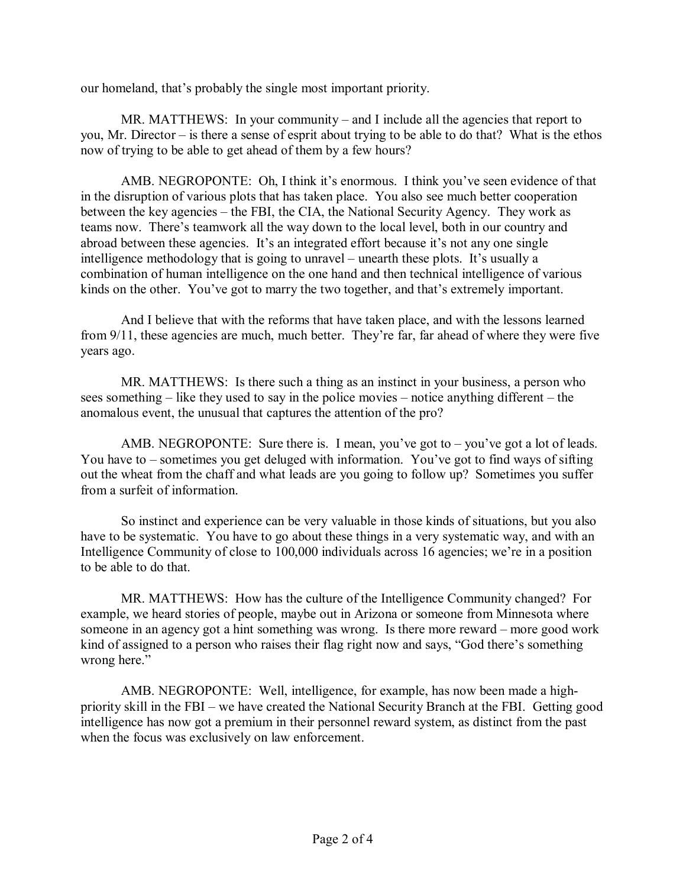our homeland, that's probably the single most important priority.

MR. MATTHEWS: In your community – and I include all the agencies that report to you, Mr. Director – is there a sense of esprit about trying to be able to do that? What is the ethos now of trying to be able to get ahead of them by a few hours?

AMB. NEGROPONTE: Oh, I think it's enormous. I think you've seen evidence of that in the disruption of various plots that has taken place. You also see much better cooperation between the key agencies – the FBI, the CIA, the National Security Agency. They work as teams now. There's teamwork all the way down to the local level, both in our country and abroad between these agencies. It's an integrated effort because it's not any one single intelligence methodology that is going to unravel – unearth these plots. It's usually a combination of human intelligence on the one hand and then technical intelligence of various kinds on the other. You've got to marry the two together, and that's extremely important.

And I believe that with the reforms that have taken place, and with the lessons learned from 9/11, these agencies are much, much better. They're far, far ahead of where they were five years ago.

MR. MATTHEWS: Is there such a thing as an instinct in your business, a person who sees something – like they used to say in the police movies – notice anything different – the anomalous event, the unusual that captures the attention of the pro?

AMB. NEGROPONTE: Sure there is. I mean, you've got to – you've got a lot of leads. You have to – sometimes you get deluged with information. You've got to find ways of sifting out the wheat from the chaff and what leads are you going to follow up? Sometimes you suffer from a surfeit of information.

So instinct and experience can be very valuable in those kinds of situations, but you also have to be systematic. You have to go about these things in a very systematic way, and with an Intelligence Community of close to 100,000 individuals across 16 agencies; we're in a position to be able to do that.

MR. MATTHEWS: How has the culture of the Intelligence Community changed? For example, we heard stories of people, maybe out in Arizona or someone from Minnesota where someone in an agency got a hint something was wrong. Is there more reward – more good work kind of assigned to a person who raises their flag right now and says, "God there's something wrong here."

AMB. NEGROPONTE: Well, intelligence, for example, has now been made a high-priority skill in the FBI – we have created the National Security Branch at the FBI. Getting good intelligence has now got a premium in their personnel reward system, as distinct from the past when the focus was exclusively on law enforcement.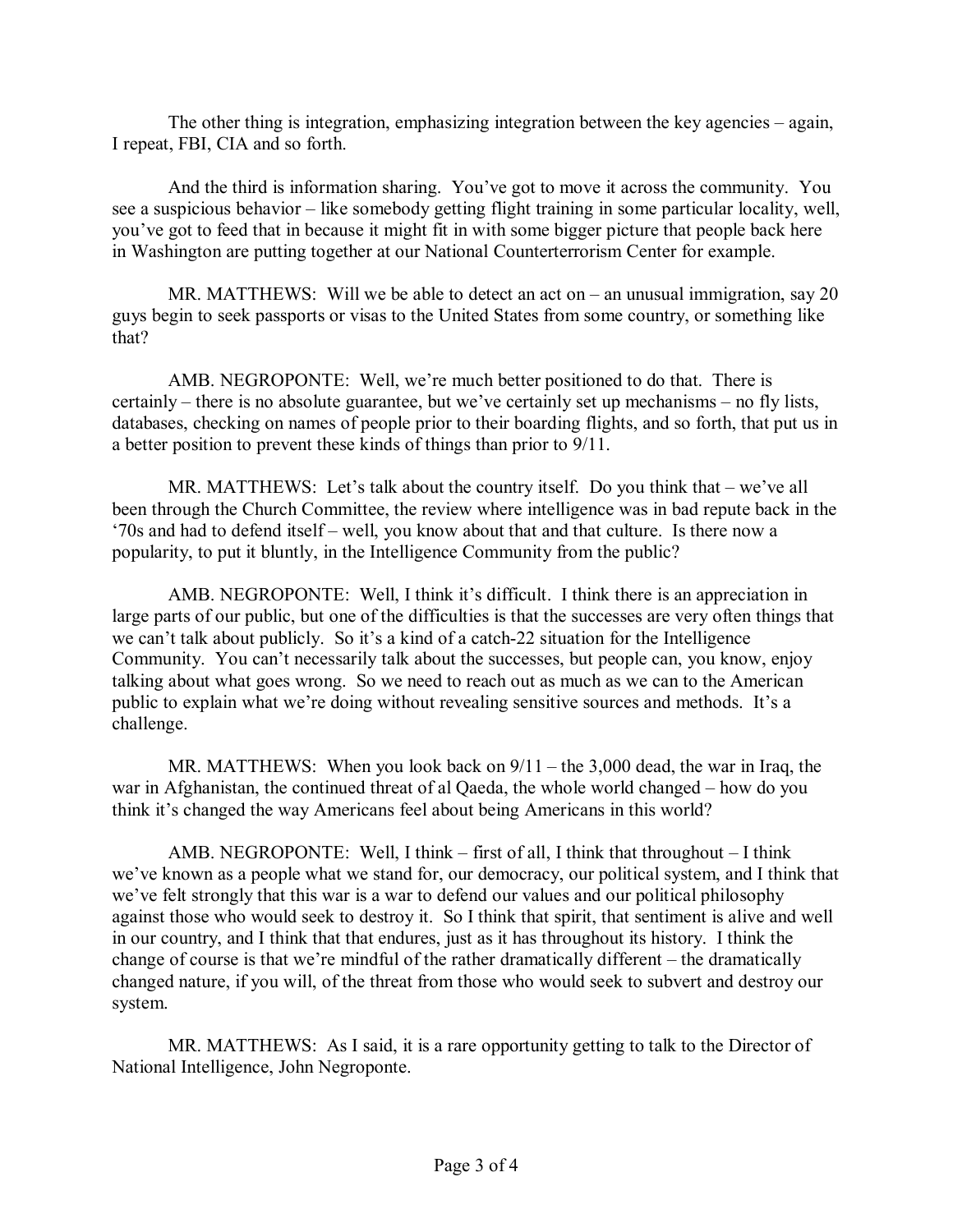The other thing is integration, emphasizing integration between the key agencies – again, I repeat, FBI, CIA and so forth.

And the third is information sharing. You've got to move it across the community. You see a suspicious behavior – like somebody getting flight training in some particular locality, well, you've got to feed that in because it might fit in with some bigger picture that people back here in Washington are putting together at our National Counterterrorism Center for example.

MR. MATTHEWS: Will we be able to detect an act on – an unusual immigration, say 20 guys begin to seek passports or visas to the United States from some country, or something like that?

AMB. NEGROPONTE: Well, we're much better positioned to do that. There is certainly – there is no absolute guarantee, but we've certainly set up mechanisms – no fly lists, databases, checking on names of people prior to their boarding flights, and so forth, that put us in a better position to prevent these kinds of things than prior to 9/11.

MR. MATTHEWS: Let's talk about the country itself. Do you think that – we've all been through the Church Committee, the review where intelligence was in bad repute back in the '70s and had to defend itself – well, you know about that and that culture. Is there now a popularity, to put it bluntly, in the Intelligence Community from the public?

AMB. NEGROPONTE: Well, I think it's difficult. I think there is an appreciation in large parts of our public, but one of the difficulties is that the successes are very often things that we can't talk about publicly. So it's a kind of a catch-22 situation for the Intelligence Community. You can't necessarily talk about the successes, but people can, you know, enjoy talking about what goes wrong. So we need to reach out as much as we can to the American public to explain what we're doing without revealing sensitive sources and methods. It's a challenge.

MR. MATTHEWS: When you look back on 9/11 – the 3,000 dead, the war in Iraq, the war in Afghanistan, the continued threat of al Qaeda, the whole world changed – how do you think it's changed the way Americans feel about being Americans in this world?

AMB. NEGROPONTE: Well, I think – first of all, I think that throughout – I think we've known as a people what we stand for, our democracy, our political system, and I think that we've felt strongly that this war is a war to defend our values and our political philosophy against those who would seek to destroy it. So I think that spirit, that sentiment is alive and well in our country, and I think that that endures, just as it has throughout its history. I think the change of course is that we're mindful of the rather dramatically different – the dramatically changed nature, if you will, of the threat from those who would seek to subvert and destroy our system.

MR. MATTHEWS: As I said, it is a rare opportunity getting to talk to the Director of National Intelligence, John Negroponte.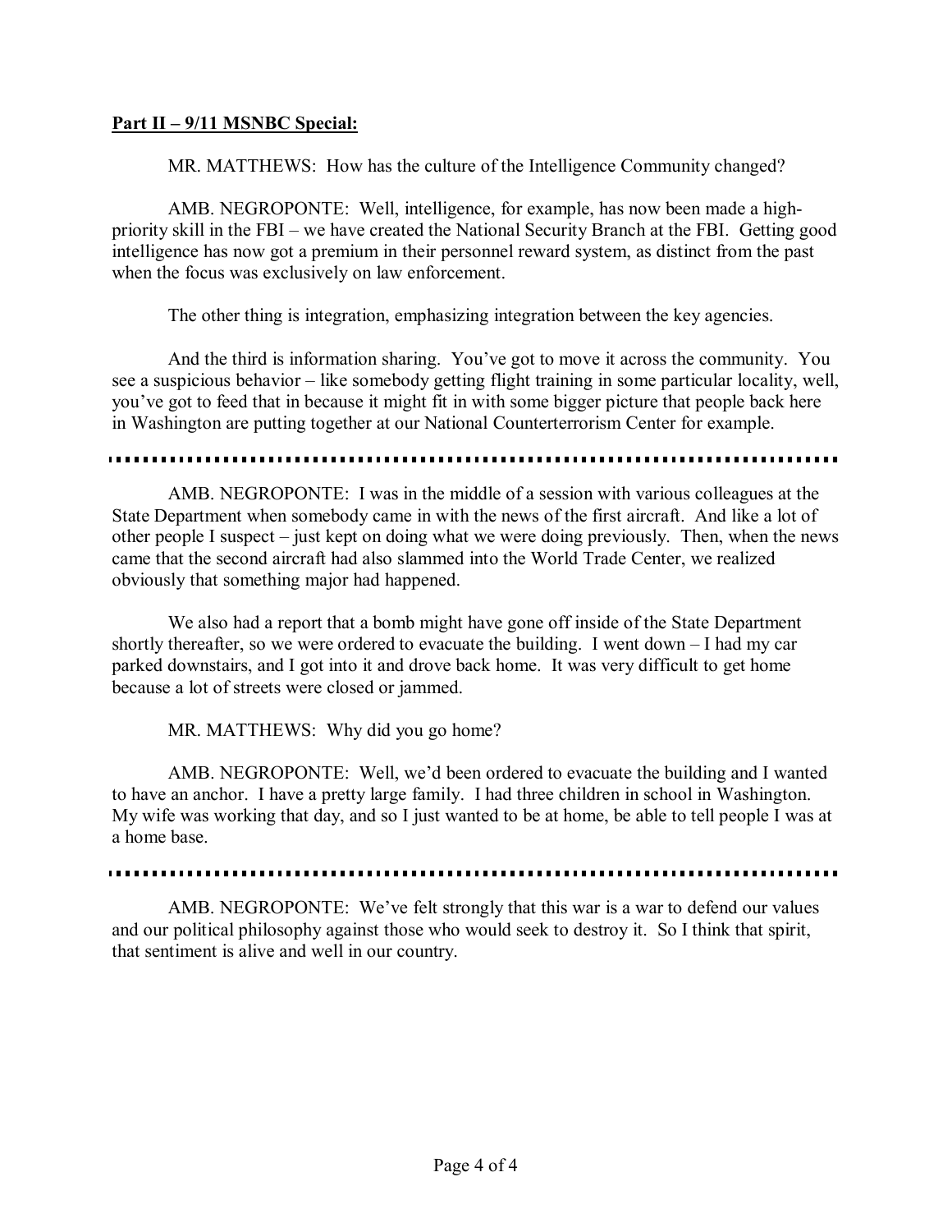**Part II – 9/11 MSNBC Special:**

MR. MATTHEWS: How has the culture of the Intelligence Community changed?

AMB. NEGROPONTE: Well, intelligence, for example, has now been made a high-priority skill in the FBI – we have created the National Security Branch at the FBI. Getting good intelligence has now got a premium in their personnel reward system, as distinct from the past when the focus was exclusively on law enforcement.

The other thing is integration, emphasizing integration between the key agencies.

And the third is information sharing. You've got to move it across the community. You see a suspicious behavior – like somebody getting flight training in some particular locality, well, you've got to feed that in because it might fit in with some bigger picture that people back here in Washington are putting together at our National Counterterrorism Center for example.

---

AMB. NEGROPONTE: I was in the middle of a session with various colleagues at the State Department when somebody came in with the news of the first aircraft. And like a lot of other people I suspect – just kept on doing what we were doing previously. Then, when the news came that the second aircraft had also slammed into the World Trade Center, we realized obviously that something major had happened.

We also had a report that a bomb might have gone off inside of the State Department shortly thereafter, so we were ordered to evacuate the building. I went down – I had my car parked downstairs, and I got into it and drove back home. It was very difficult to get home because a lot of streets were closed or jammed.

MR. MATTHEWS: Why did you go home?

AMB. NEGROPONTE: Well, we'd been ordered to evacuate the building and I wanted to have an anchor. I have a pretty large family. I had three children in school in Washington. My wife was working that day, and so I just wanted to be at home, be able to tell people I was at a home base.

---

AMB. NEGROPONTE: We've felt strongly that this war is a war to defend our values and our political philosophy against those who would seek to destroy it. So I think that spirit, that sentiment is alive and well in our country.